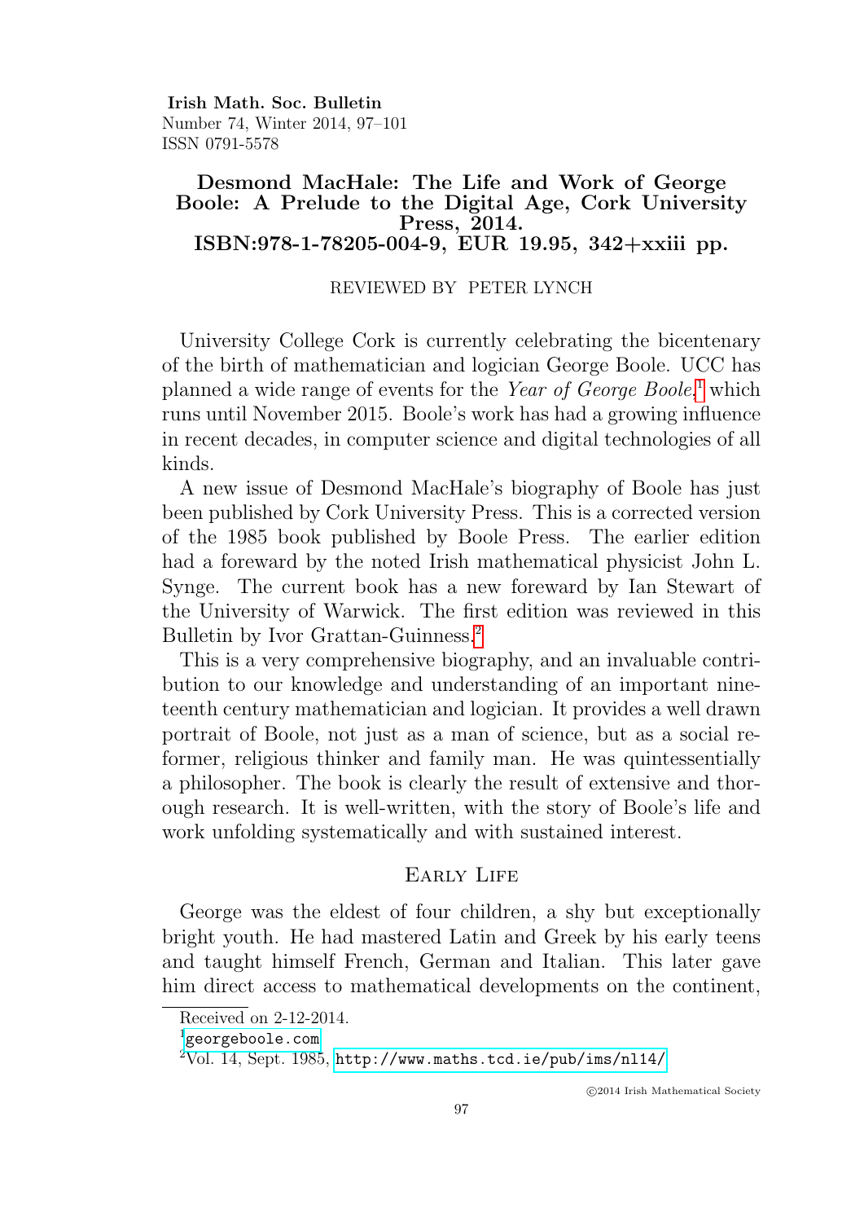## Desmond MacHale: The Life and Work of George Boole: A Prelude to the Digital Age, Cork University Press, 2014. ISBN:978-1-78205-004-9, EUR 19.95, 342+xxiii pp.

REVIEWED BY PETER LYNCH

University College Cork is currently celebrating the bicentenary of the birth of mathematician and logician George Boole. UCC has planned a wide range of events for the *Year of George Boole*,[1] which runs until November 2015. Boole's work has had a growing influence in recent decades, in computer science and digital technologies of all kinds.

A new issue of Desmond MacHale's biography of Boole has just been published by Cork University Press. This is a corrected version of the 1985 book published by Boole Press. The earlier edition had a foreward by the noted Irish mathematical physicist John L. Synge. The current book has a new foreward by Ian Stewart of the University of Warwick. The first edition was reviewed in this Bulletin by Ivor Grattan-Guinness.[2]

This is a very comprehensive biography, and an invaluable contribution to our knowledge and understanding of an important nineteenth century mathematician and logician. It provides a well drawn portrait of Boole, not just as a man of science, but as a social reformer, religious thinker and family man. He was quintessentially a philosopher. The book is clearly the result of extensive and thorough research. It is well-written, with the story of Boole's life and work unfolding systematically and with sustained interest.

### Early Life

George was the eldest of four children, a shy but exceptionally bright youth. He had mastered Latin and Greek by his early teens and taught himself French, German and Italian. This later gave him direct access to mathematical developments on the continent,

Received on 2-12-2014.

[1] georgeboole.com

[2] Vol. 14, Sept. 1985, http://www.maths.tcd.ie/pub/ims/nl14/

©2014 Irish Mathematical Society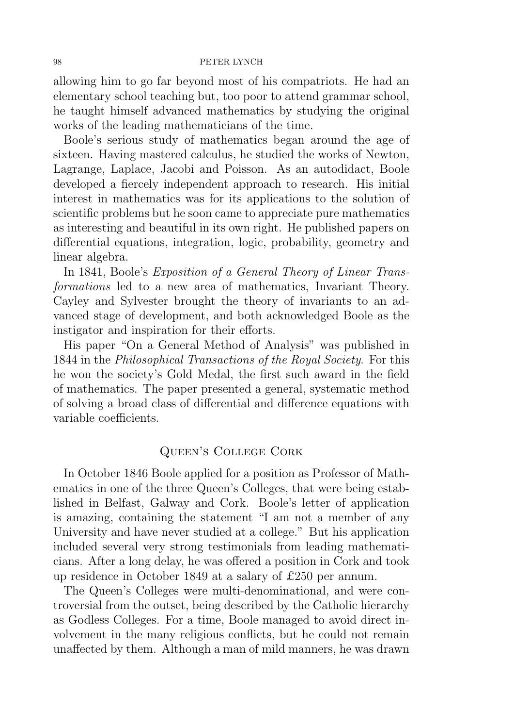allowing him to go far beyond most of his compatriots. He had an elementary school teaching but, too poor to attend grammar school, he taught himself advanced mathematics by studying the original works of the leading mathematicians of the time.

Boole's serious study of mathematics began around the age of sixteen. Having mastered calculus, he studied the works of Newton, Lagrange, Laplace, Jacobi and Poisson. As an autodidact, Boole developed a fiercely independent approach to research. His initial interest in mathematics was for its applications to the solution of scientific problems but he soon came to appreciate pure mathematics as interesting and beautiful in its own right. He published papers on differential equations, integration, logic, probability, geometry and linear algebra.

In 1841, Boole's *Exposition of a General Theory of Linear Transformations* led to a new area of mathematics, Invariant Theory. Cayley and Sylvester brought the theory of invariants to an advanced stage of development, and both acknowledged Boole as the instigator and inspiration for their efforts.

His paper "On a General Method of Analysis" was published in 1844 in the *Philosophical Transactions of the Royal Society*. For this he won the society's Gold Medal, the first such award in the field of mathematics. The paper presented a general, systematic method of solving a broad class of differential and difference equations with variable coefficients.

## Queen's College Cork

In October 1846 Boole applied for a position as Professor of Mathematics in one of the three Queen's Colleges, that were being established in Belfast, Galway and Cork. Boole's letter of application is amazing, containing the statement "I am not a member of any University and have never studied at a college." But his application included several very strong testimonials from leading mathematicians. After a long delay, he was offered a position in Cork and took up residence in October 1849 at a salary of £250 per annum.

The Queen's Colleges were multi-denominational, and were controversial from the outset, being described by the Catholic hierarchy as Godless Colleges. For a time, Boole managed to avoid direct involvement in the many religious conflicts, but he could not remain unaffected by them. Although a man of mild manners, he was drawn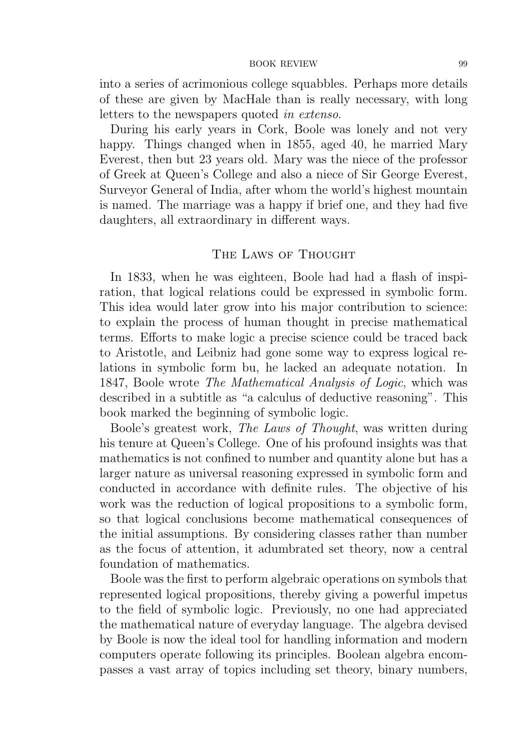into a series of acrimonious college squabbles. Perhaps more details of these are given by MacHale than is really necessary, with long letters to the newspapers quoted *in extenso*.

During his early years in Cork, Boole was lonely and not very happy. Things changed when in 1855, aged 40, he married Mary Everest, then but 23 years old. Mary was the niece of the professor of Greek at Queen's College and also a niece of Sir George Everest, Surveyor General of India, after whom the world's highest mountain is named. The marriage was a happy if brief one, and they had five daughters, all extraordinary in different ways.

## The Laws of Thought

In 1833, when he was eighteen, Boole had had a flash of inspiration, that logical relations could be expressed in symbolic form. This idea would later grow into his major contribution to science: to explain the process of human thought in precise mathematical terms. Efforts to make logic a precise science could be traced back to Aristotle, and Leibniz had gone some way to express logical relations in symbolic form bu, he lacked an adequate notation. In 1847, Boole wrote *The Mathematical Analysis of Logic*, which was described in a subtitle as "a calculus of deductive reasoning". This book marked the beginning of symbolic logic.

Boole's greatest work, *The Laws of Thought*, was written during his tenure at Queen's College. One of his profound insights was that mathematics is not confined to number and quantity alone but has a larger nature as universal reasoning expressed in symbolic form and conducted in accordance with definite rules. The objective of his work was the reduction of logical propositions to a symbolic form, so that logical conclusions become mathematical consequences of the initial assumptions. By considering classes rather than number as the focus of attention, it adumbrated set theory, now a central foundation of mathematics.

Boole was the first to perform algebraic operations on symbols that represented logical propositions, thereby giving a powerful impetus to the field of symbolic logic. Previously, no one had appreciated the mathematical nature of everyday language. The algebra devised by Boole is now the ideal tool for handling information and modern computers operate following its principles. Boolean algebra encompasses a vast array of topics including set theory, binary numbers,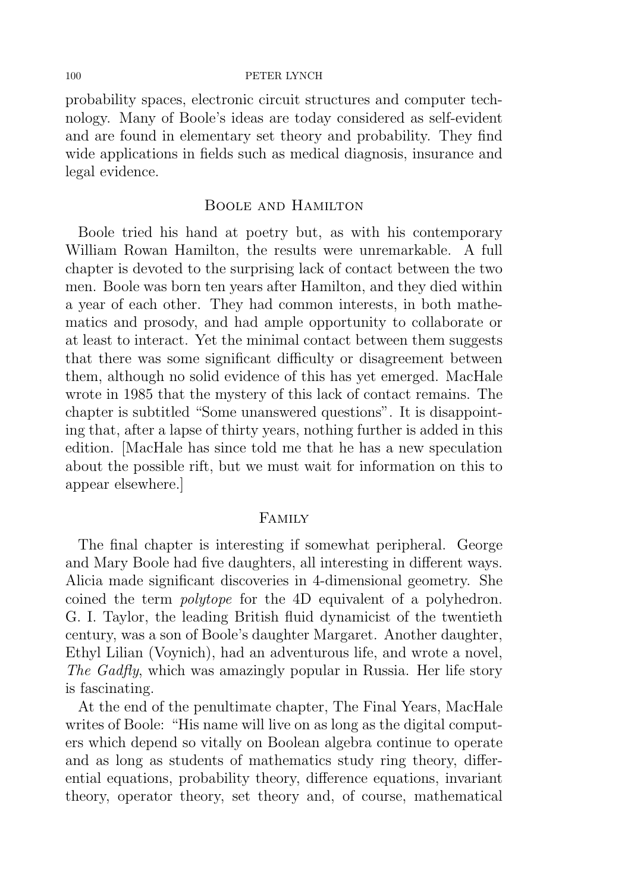probability spaces, electronic circuit structures and computer technology. Many of Boole's ideas are today considered as self-evident and are found in elementary set theory and probability. They find wide applications in fields such as medical diagnosis, insurance and legal evidence.

## Boole and Hamilton

Boole tried his hand at poetry but, as with his contemporary William Rowan Hamilton, the results were unremarkable. A full chapter is devoted to the surprising lack of contact between the two men. Boole was born ten years after Hamilton, and they died within a year of each other. They had common interests, in both mathematics and prosody, and had ample opportunity to collaborate or at least to interact. Yet the minimal contact between them suggests that there was some significant difficulty or disagreement between them, although no solid evidence of this has yet emerged. MacHale wrote in 1985 that the mystery of this lack of contact remains. The chapter is subtitled "Some unanswered questions". It is disappointing that, after a lapse of thirty years, nothing further is added in this edition. [MacHale has since told me that he has a new speculation about the possible rift, but we must wait for information on this to appear elsewhere.]

## Family

The final chapter is interesting if somewhat peripheral. George and Mary Boole had five daughters, all interesting in different ways. Alicia made significant discoveries in 4-dimensional geometry. She coined the term *polytope* for the 4D equivalent of a polyhedron. G. I. Taylor, the leading British fluid dynamicist of the twentieth century, was a son of Boole's daughter Margaret. Another daughter, Ethyl Lilian (Voynich), had an adventurous life, and wrote a novel, *The Gadfly*, which was amazingly popular in Russia. Her life story is fascinating.

At the end of the penultimate chapter, The Final Years, MacHale writes of Boole: "His name will live on as long as the digital computers which depend so vitally on Boolean algebra continue to operate and as long as students of mathematics study ring theory, differential equations, probability theory, difference equations, invariant theory, operator theory, set theory and, of course, mathematical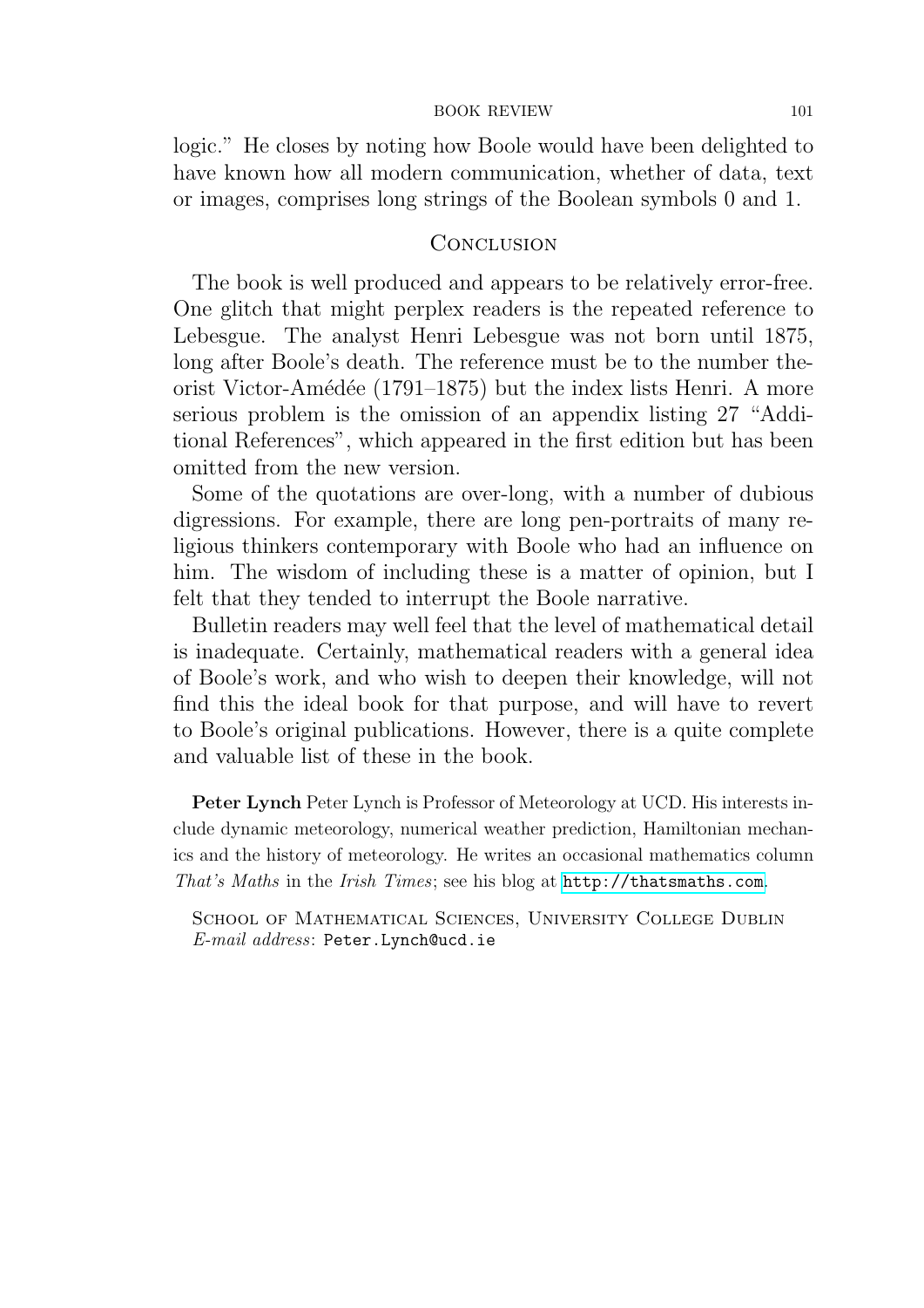logic." He closes by noting how Boole would have been delighted to have known how all modern communication, whether of data, text or images, comprises long strings of the Boolean symbols 0 and 1.

## Conclusion

The book is well produced and appears to be relatively error-free. One glitch that might perplex readers is the repeated reference to Lebesgue. The analyst Henri Lebesgue was not born until 1875, long after Boole's death. The reference must be to the number theorist Victor-Amédée (1791–1875) but the index lists Henri. A more serious problem is the omission of an appendix listing 27 "Additional References", which appeared in the first edition but has been omitted from the new version.

Some of the quotations are over-long, with a number of dubious digressions. For example, there are long pen-portraits of many religious thinkers contemporary with Boole who had an influence on him. The wisdom of including these is a matter of opinion, but I felt that they tended to interrupt the Boole narrative.

Bulletin readers may well feel that the level of mathematical detail is inadequate. Certainly, mathematical readers with a general idea of Boole's work, and who wish to deepen their knowledge, will not find this the ideal book for that purpose, and will have to revert to Boole's original publications. However, there is a quite complete and valuable list of these in the book.

**Peter Lynch** Peter Lynch is Professor of Meteorology at UCD. His interests include dynamic meteorology, numerical weather prediction, Hamiltonian mechanics and the history of meteorology. He writes an occasional mathematics column *That's Maths* in the *Irish Times*; see his blog at http://thatsmaths.com.

School of Mathematical Sciences, University College Dublin
*E-mail address*: Peter.Lynch@ucd.ie